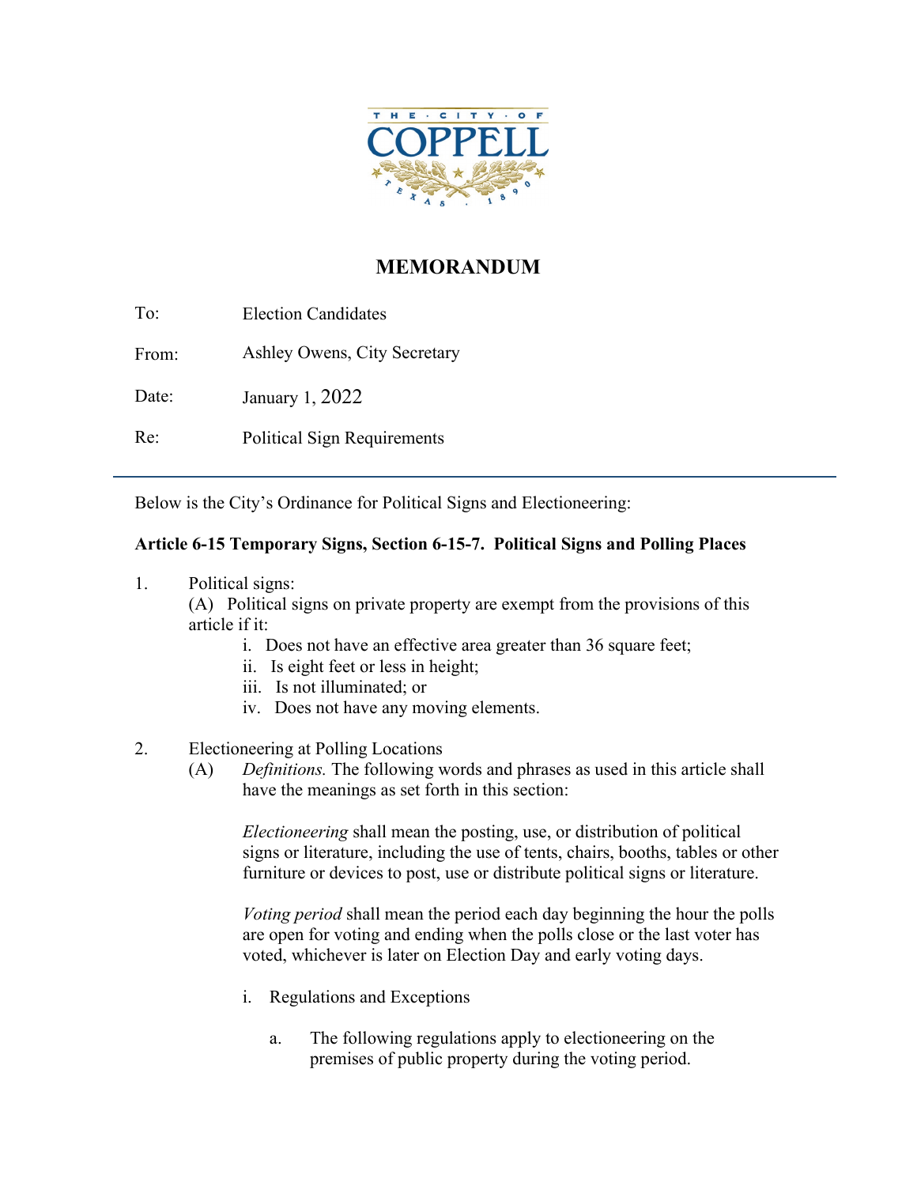THE · CITY · OF COPPELL TEXAS · 1890

# MEMORANDUM

To: Election Candidates

From: Ashley Owens, City Secretary

Date: January 1, 2022

Re: Political Sign Requirements

---

Below is the City's Ordinance for Political Signs and Electioneering:

**Article 6-15 Temporary Signs, Section 6-15-7. Political Signs and Polling Places**

1. Political signs:

   (A) Political signs on private property are exempt from the provisions of this article if it:

   i. Does not have an effective area greater than 36 square feet;
   ii. Is eight feet or less in height;
   iii. Is not illuminated; or
   iv. Does not have any moving elements.

2. Electioneering at Polling Locations

   (A) *Definitions.* The following words and phrases as used in this article shall have the meanings as set forth in this section:

   *Electioneering* shall mean the posting, use, or distribution of political signs or literature, including the use of tents, chairs, booths, tables or other furniture or devices to post, use or distribute political signs or literature.

   *Voting period* shall mean the period each day beginning the hour the polls are open for voting and ending when the polls close or the last voter has voted, whichever is later on Election Day and early voting days.

   i. Regulations and Exceptions

      a. The following regulations apply to electioneering on the premises of public property during the voting period.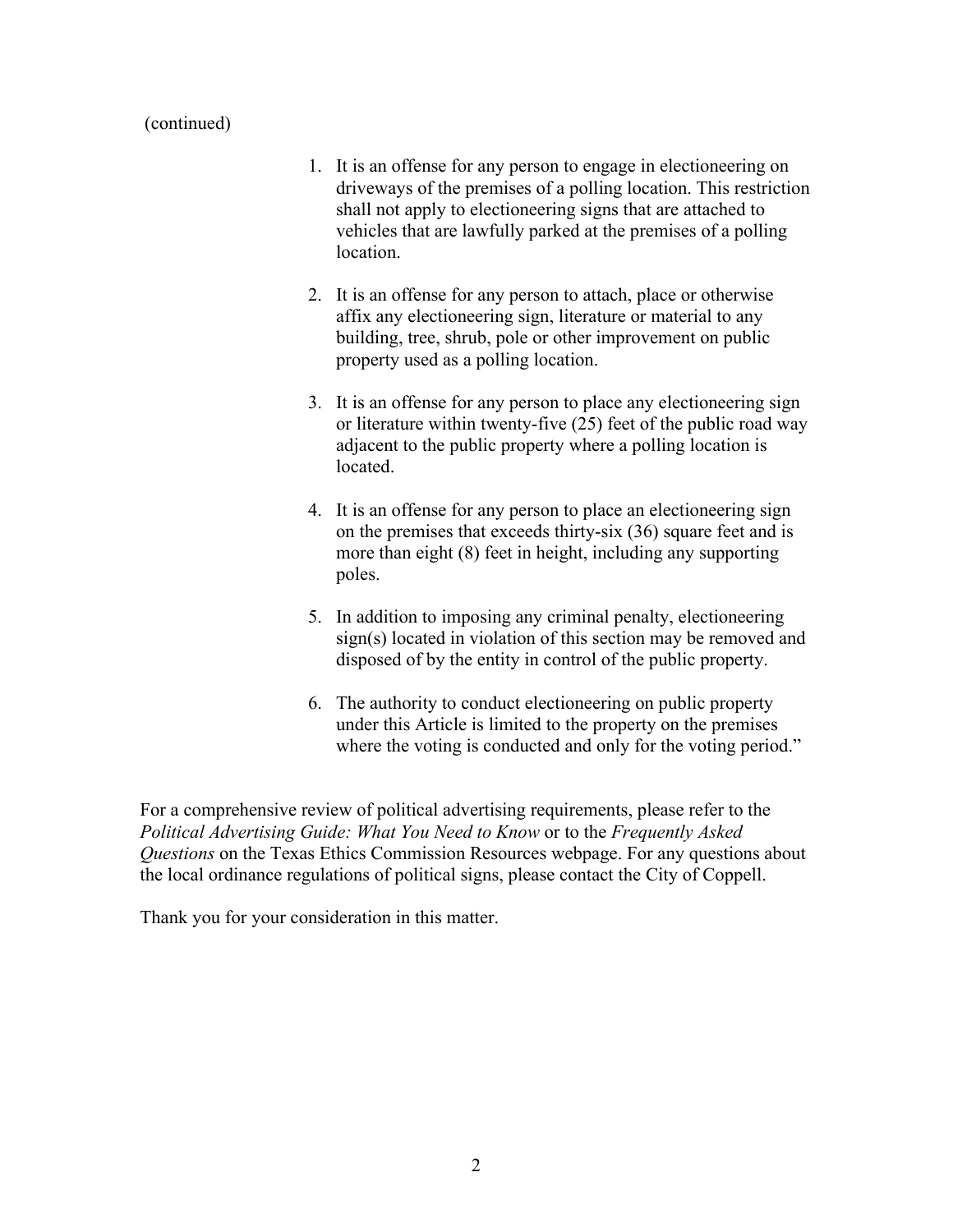(continued)

1. It is an offense for any person to engage in electioneering on driveways of the premises of a polling location. This restriction shall not apply to electioneering signs that are attached to vehicles that are lawfully parked at the premises of a polling location.

2. It is an offense for any person to attach, place or otherwise affix any electioneering sign, literature or material to any building, tree, shrub, pole or other improvement on public property used as a polling location.

3. It is an offense for any person to place any electioneering sign or literature within twenty-five (25) feet of the public road way adjacent to the public property where a polling location is located.

4. It is an offense for any person to place an electioneering sign on the premises that exceeds thirty-six (36) square feet and is more than eight (8) feet in height, including any supporting poles.

5. In addition to imposing any criminal penalty, electioneering sign(s) located in violation of this section may be removed and disposed of by the entity in control of the public property.

6. The authority to conduct electioneering on public property under this Article is limited to the property on the premises where the voting is conducted and only for the voting period."

For a comprehensive review of political advertising requirements, please refer to the *Political Advertising Guide: What You Need to Know* or to the *Frequently Asked Questions* on the Texas Ethics Commission Resources webpage. For any questions about the local ordinance regulations of political signs, please contact the City of Coppell.

Thank you for your consideration in this matter.